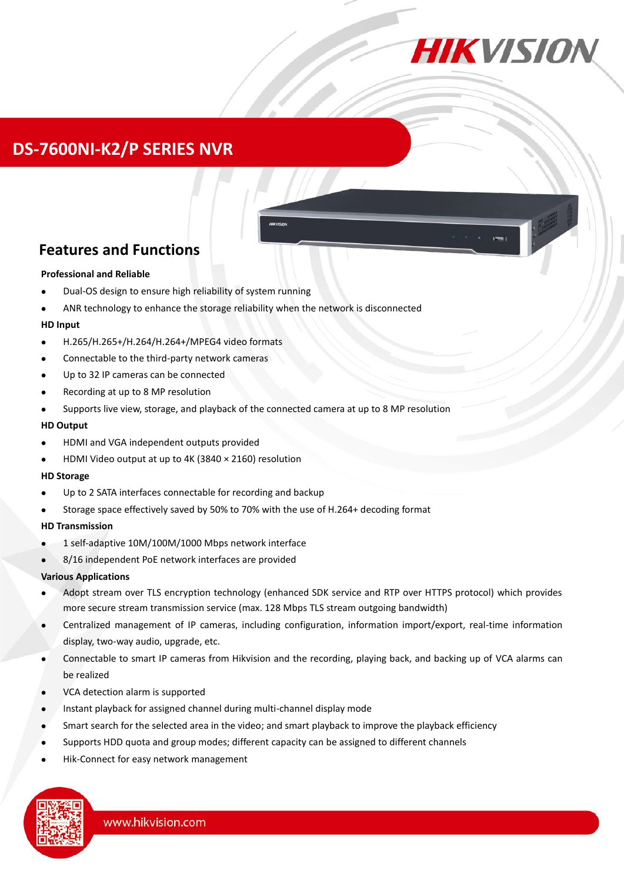# DS-7600NI-K2/P SERIES NVR

## Features and Functions

**Professional and Reliable**

- Dual-OS design to ensure high reliability of system running
- ANR technology to enhance the storage reliability when the network is disconnected

**HD Input**

- H.265/H.265+/H.264/H.264+/MPEG4 video formats
- Connectable to the third-party network cameras
- Up to 32 IP cameras can be connected
- Recording at up to 8 MP resolution
- Supports live view, storage, and playback of the connected camera at up to 8 MP resolution

**HD Output**

- HDMI and VGA independent outputs provided
- HDMI Video output at up to 4K (3840 × 2160) resolution

**HD Storage**

- Up to 2 SATA interfaces connectable for recording and backup
- Storage space effectively saved by 50% to 70% with the use of H.264+ decoding format

**HD Transmission**

- 1 self-adaptive 10M/100M/1000 Mbps network interface
- 8/16 independent PoE network interfaces are provided

**Various Applications**

- Adopt stream over TLS encryption technology (enhanced SDK service and RTP over HTTPS protocol) which provides more secure stream transmission service (max. 128 Mbps TLS stream outgoing bandwidth)
- Centralized management of IP cameras, including configuration, information import/export, real-time information display, two-way audio, upgrade, etc.
- Connectable to smart IP cameras from Hikvision and the recording, playing back, and backing up of VCA alarms can be realized
- VCA detection alarm is supported
- Instant playback for assigned channel during multi-channel display mode
- Smart search for the selected area in the video; and smart playback to improve the playback efficiency
- Supports HDD quota and group modes; different capacity can be assigned to different channels
- Hik-Connect for easy network management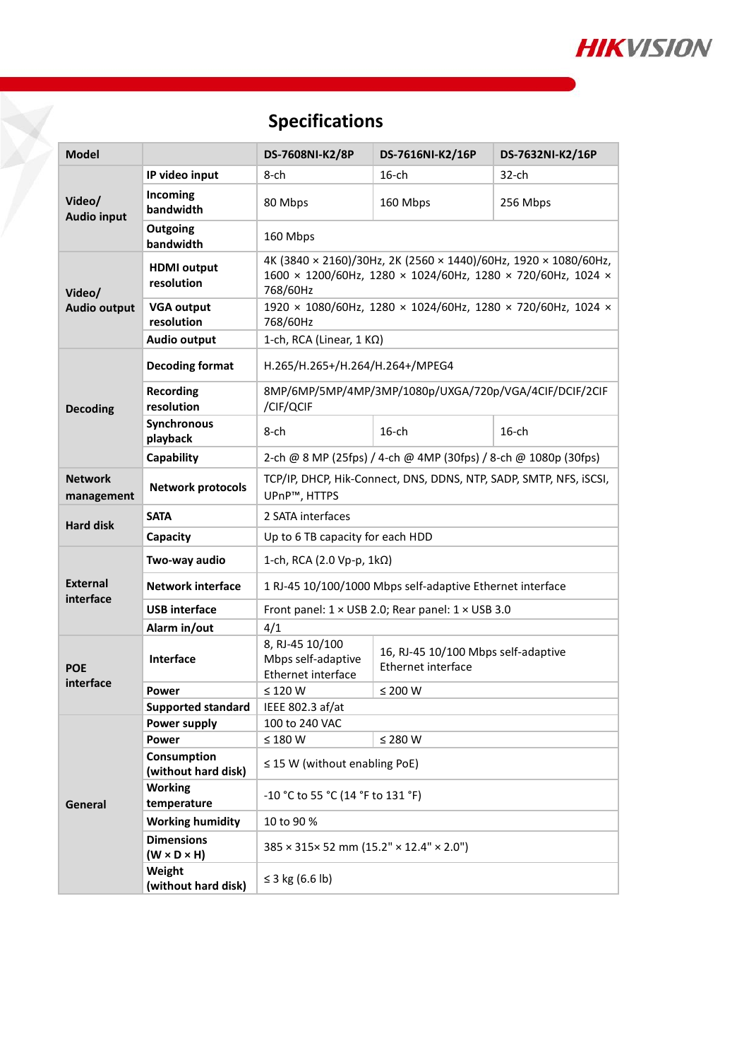## Specifications

| Model | | DS-7608NI-K2/8P | DS-7616NI-K2/16P | DS-7632NI-K2/16P |
|---|---|---|---|---|
| Video/ Audio input | IP video input | 8-ch | 16-ch | 32-ch |
| | Incoming bandwidth | 80 Mbps | 160 Mbps | 256 Mbps |
| | Outgoing bandwidth | 160 Mbps | | |
| Video/ Audio output | HDMI output resolution | 4K (3840 × 2160)/30Hz, 2K (2560 × 1440)/60Hz, 1920 × 1080/60Hz, 1600 × 1200/60Hz, 1280 × 1024/60Hz, 1280 × 720/60Hz, 1024 × 768/60Hz | | |
| | VGA output resolution | 1920 × 1080/60Hz, 1280 × 1024/60Hz, 1280 × 720/60Hz, 1024 × 768/60Hz | | |
| | Audio output | 1-ch, RCA (Linear, 1 KΩ) | | |
| Decoding | Decoding format | H.265/H.265+/H.264/H.264+/MPEG4 | | |
| | Recording resolution | 8MP/6MP/5MP/4MP/3MP/1080p/UXGA/720p/VGA/4CIF/DCIF/2CIF/CIF/QCIF | | |
| | Synchronous playback | 8-ch | 16-ch | 16-ch |
| | Capability | 2-ch @ 8 MP (25fps) / 4-ch @ 4MP (30fps) / 8-ch @ 1080p (30fps) | | |
| Network management | Network protocols | TCP/IP, DHCP, Hik-Connect, DNS, DDNS, NTP, SADP, SMTP, NFS, iSCSI, UPnP™, HTTPS | | |
| Hard disk | SATA | 2 SATA interfaces | | |
| | Capacity | Up to 6 TB capacity for each HDD | | |
| External interface | Two-way audio | 1-ch, RCA (2.0 Vp-p, 1kΩ) | | |
| | Network interface | 1 RJ-45 10/100/1000 Mbps self-adaptive Ethernet interface | | |
| | USB interface | Front panel: 1 × USB 2.0; Rear panel: 1 × USB 3.0 | | |
| | Alarm in/out | 4/1 | | |
| POE interface | Interface | 8, RJ-45 10/100 Mbps self-adaptive Ethernet interface | 16, RJ-45 10/100 Mbps self-adaptive Ethernet interface | |
| | Power | ≤ 120 W | ≤ 200 W | |
| | Supported standard | IEEE 802.3 af/at | | |
| General | Power supply | 100 to 240 VAC | | |
| | Power | ≤ 180 W | ≤ 280 W | |
| | Consumption (without hard disk) | ≤ 15 W (without enabling PoE) | | |
| | Working temperature | -10 °C to 55 °C (14 °F to 131 °F) | | |
| | Working humidity | 10 to 90 % | | |
| | Dimensions (W × D × H) | 385 × 315× 52 mm (15.2" × 12.4" × 2.0") | | |
| | Weight (without hard disk) | ≤ 3 kg (6.6 lb) | | |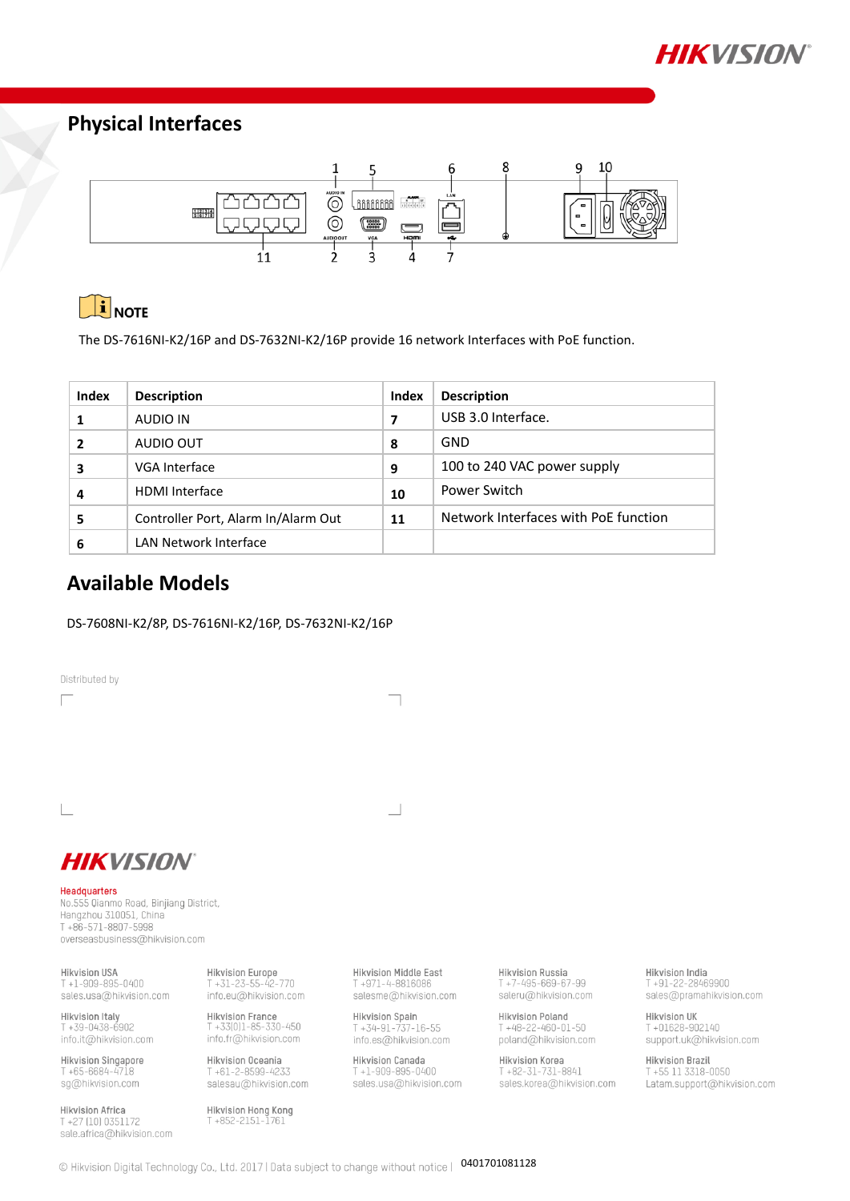## Physical Interfaces

1 5 6 8 9 10

11 2 3 4 7

NOTE

The DS-7616NI-K2/16P and DS-7632NI-K2/16P provide 16 network Interfaces with PoE function.

| Index | Description | Index | Description |
|---|---|---|---|
| 1 | AUDIO IN | 7 | USB 3.0 Interface. |
| 2 | AUDIO OUT | 8 | GND |
| 3 | VGA Interface | 9 | 100 to 240 VAC power supply |
| 4 | HDMI Interface | 10 | Power Switch |
| 5 | Controller Port, Alarm In/Alarm Out | 11 | Network Interfaces with PoE function |
| 6 | LAN Network Interface | | |

## Available Models

DS-7608NI-K2/8P, DS-7616NI-K2/16P, DS-7632NI-K2/16P

Distributed by

HIKVISION

**Headquarters**
No.555 Qianmo Road, Binjiang District,
Hangzhou 310051, China
T +86-571-8807-5998
overseasbusiness@hikvision.com

**Hikvision USA**
T +1-909-895-0400
sales.usa@hikvision.com

**Hikvision Europe**
T +31-23-55-42-770
info.eu@hikvision.com

**Hikvision Middle East**
T +971-4-8816086
salesme@hikvision.com

**Hikvision Russia**
T +7-495-669-67-99
saleru@hikvision.com

**Hikvision India**
T +91-22-28469900
sales@pramahikvision.com

**Hikvision Italy**
T +39-0438-6902
info.it@hikvision.com

**Hikvision France**
T +33(0)1-85-330-450
info.fr@hikvision.com

**Hikvision Spain**
T +34-91-737-16-55
info.es@hikvision.com

**Hikvision Poland**
T +48-22-460-01-50
poland@hikvision.com

**Hikvision UK**
T +01628-902140
support.uk@hikvision.com

**Hikvision Singapore**
T +65-6684-4718
sg@hikvision.com

**Hikvision Oceania**
T +61-2-8599-4233
salesau@hikvision.com

**Hikvision Canada**
T +1-909-895-0400
sales.usa@hikvision.com

**Hikvision Korea**
T +82-31-731-8841
sales.korea@hikvision.com

**Hikvision Brazil**
T +55 11 3318-0050
Latam.support@hikvision.com

**Hikvision Africa**
T +27 (10) 0351172
sale.africa@hikvision.com

**Hikvision Hong Kong**
T +852-2151-1761

© Hikvision Digital Technology Co., Ltd. 2017 | Data subject to change without notice | 0401701081128